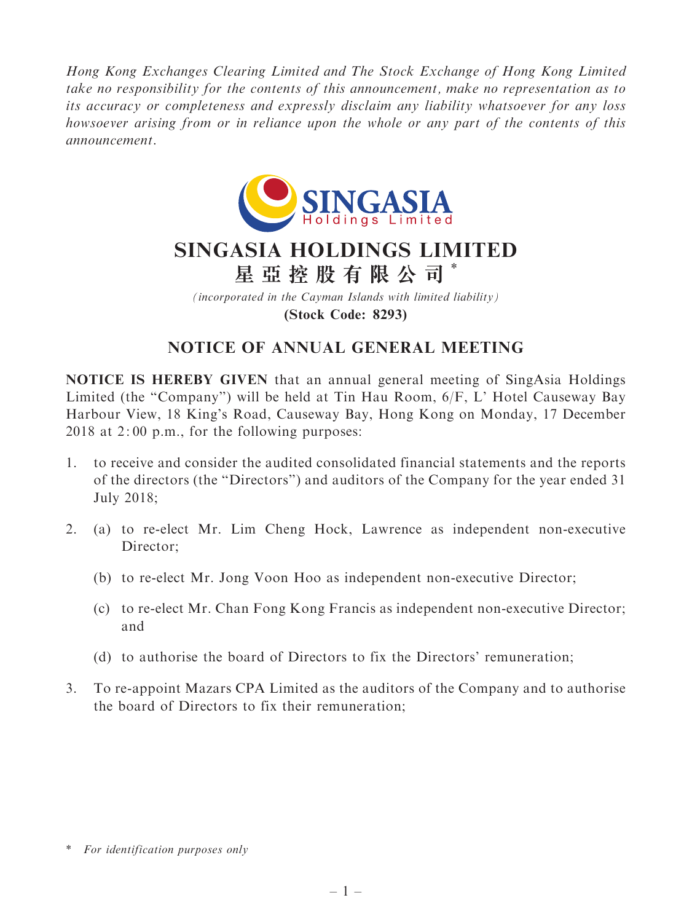*Hong Kong Exchanges Clearing Limited and The Stock Exchange of Hong Kong Limited take no responsibility for the contents of this announcement, make no representation as to its accuracy or completeness and expressly disclaim any liability whatsoever for any loss howsoever arising from or in reliance upon the whole or any part of the contents of this announcement.*

# SINGASIA HOLDINGS LIMITED
# 星亞控股有限公司*

*(incorporated in the Cayman Islands with limited liability)*

**(Stock Code: 8293)**

## NOTICE OF ANNUAL GENERAL MEETING

**NOTICE IS HEREBY GIVEN** that an annual general meeting of SingAsia Holdings Limited (the "Company") will be held at Tin Hau Room, 6/F, L' Hotel Causeway Bay Harbour View, 18 King's Road, Causeway Bay, Hong Kong on Monday, 17 December 2018 at 2:00 p.m., for the following purposes:

1. to receive and consider the audited consolidated financial statements and the reports of the directors (the "Directors") and auditors of the Company for the year ended 31 July 2018;

2. (a) to re-elect Mr. Lim Cheng Hock, Lawrence as independent non-executive Director;

   (b) to re-elect Mr. Jong Voon Hoo as independent non-executive Director;

   (c) to re-elect Mr. Chan Fong Kong Francis as independent non-executive Director; and

   (d) to authorise the board of Directors to fix the Directors' remuneration;

3. To re-appoint Mazars CPA Limited as the auditors of the Company and to authorise the board of Directors to fix their remuneration;

\* *For identification purposes only*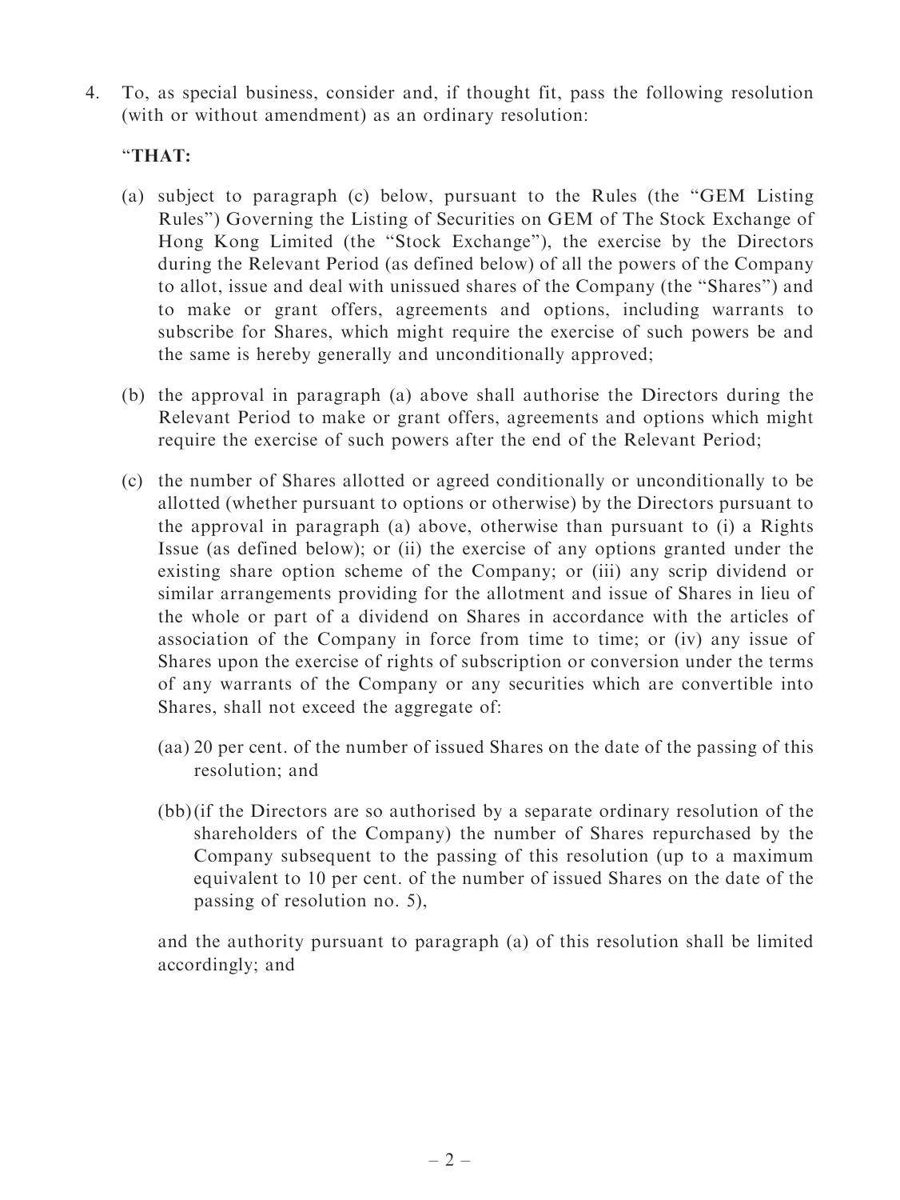4. To, as special business, consider and, if thought fit, pass the following resolution (with or without amendment) as an ordinary resolution:

"**THAT:**

(a) subject to paragraph (c) below, pursuant to the Rules (the "GEM Listing Rules") Governing the Listing of Securities on GEM of The Stock Exchange of Hong Kong Limited (the "Stock Exchange"), the exercise by the Directors during the Relevant Period (as defined below) of all the powers of the Company to allot, issue and deal with unissued shares of the Company (the "Shares") and to make or grant offers, agreements and options, including warrants to subscribe for Shares, which might require the exercise of such powers be and the same is hereby generally and unconditionally approved;

(b) the approval in paragraph (a) above shall authorise the Directors during the Relevant Period to make or grant offers, agreements and options which might require the exercise of such powers after the end of the Relevant Period;

(c) the number of Shares allotted or agreed conditionally or unconditionally to be allotted (whether pursuant to options or otherwise) by the Directors pursuant to the approval in paragraph (a) above, otherwise than pursuant to (i) a Rights Issue (as defined below); or (ii) the exercise of any options granted under the existing share option scheme of the Company; or (iii) any scrip dividend or similar arrangements providing for the allotment and issue of Shares in lieu of the whole or part of a dividend on Shares in accordance with the articles of association of the Company in force from time to time; or (iv) any issue of Shares upon the exercise of rights of subscription or conversion under the terms of any warrants of the Company or any securities which are convertible into Shares, shall not exceed the aggregate of:

(aa) 20 per cent. of the number of issued Shares on the date of the passing of this resolution; and

(bb) (if the Directors are so authorised by a separate ordinary resolution of the shareholders of the Company) the number of Shares repurchased by the Company subsequent to the passing of this resolution (up to a maximum equivalent to 10 per cent. of the number of issued Shares on the date of the passing of resolution no. 5),

and the authority pursuant to paragraph (a) of this resolution shall be limited accordingly; and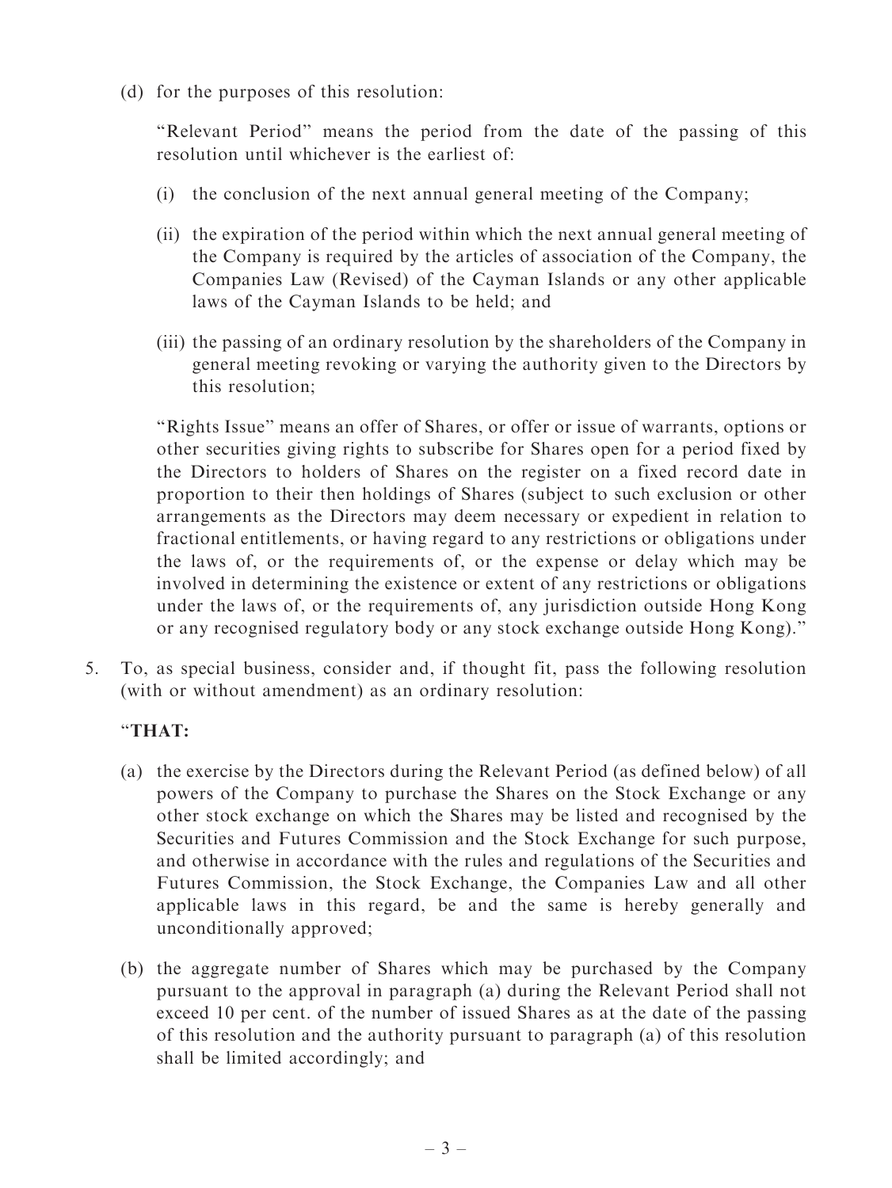(d) for the purposes of this resolution:

"Relevant Period" means the period from the date of the passing of this resolution until whichever is the earliest of:

(i) the conclusion of the next annual general meeting of the Company;

(ii) the expiration of the period within which the next annual general meeting of the Company is required by the articles of association of the Company, the Companies Law (Revised) of the Cayman Islands or any other applicable laws of the Cayman Islands to be held; and

(iii) the passing of an ordinary resolution by the shareholders of the Company in general meeting revoking or varying the authority given to the Directors by this resolution;

"Rights Issue" means an offer of Shares, or offer or issue of warrants, options or other securities giving rights to subscribe for Shares open for a period fixed by the Directors to holders of Shares on the register on a fixed record date in proportion to their then holdings of Shares (subject to such exclusion or other arrangements as the Directors may deem necessary or expedient in relation to fractional entitlements, or having regard to any restrictions or obligations under the laws of, or the requirements of, or the expense or delay which may be involved in determining the existence or extent of any restrictions or obligations under the laws of, or the requirements of, any jurisdiction outside Hong Kong or any recognised regulatory body or any stock exchange outside Hong Kong)."

5. To, as special business, consider and, if thought fit, pass the following resolution (with or without amendment) as an ordinary resolution:

"**THAT:**

(a) the exercise by the Directors during the Relevant Period (as defined below) of all powers of the Company to purchase the Shares on the Stock Exchange or any other stock exchange on which the Shares may be listed and recognised by the Securities and Futures Commission and the Stock Exchange for such purpose, and otherwise in accordance with the rules and regulations of the Securities and Futures Commission, the Stock Exchange, the Companies Law and all other applicable laws in this regard, be and the same is hereby generally and unconditionally approved;

(b) the aggregate number of Shares which may be purchased by the Company pursuant to the approval in paragraph (a) during the Relevant Period shall not exceed 10 per cent. of the number of issued Shares as at the date of the passing of this resolution and the authority pursuant to paragraph (a) of this resolution shall be limited accordingly; and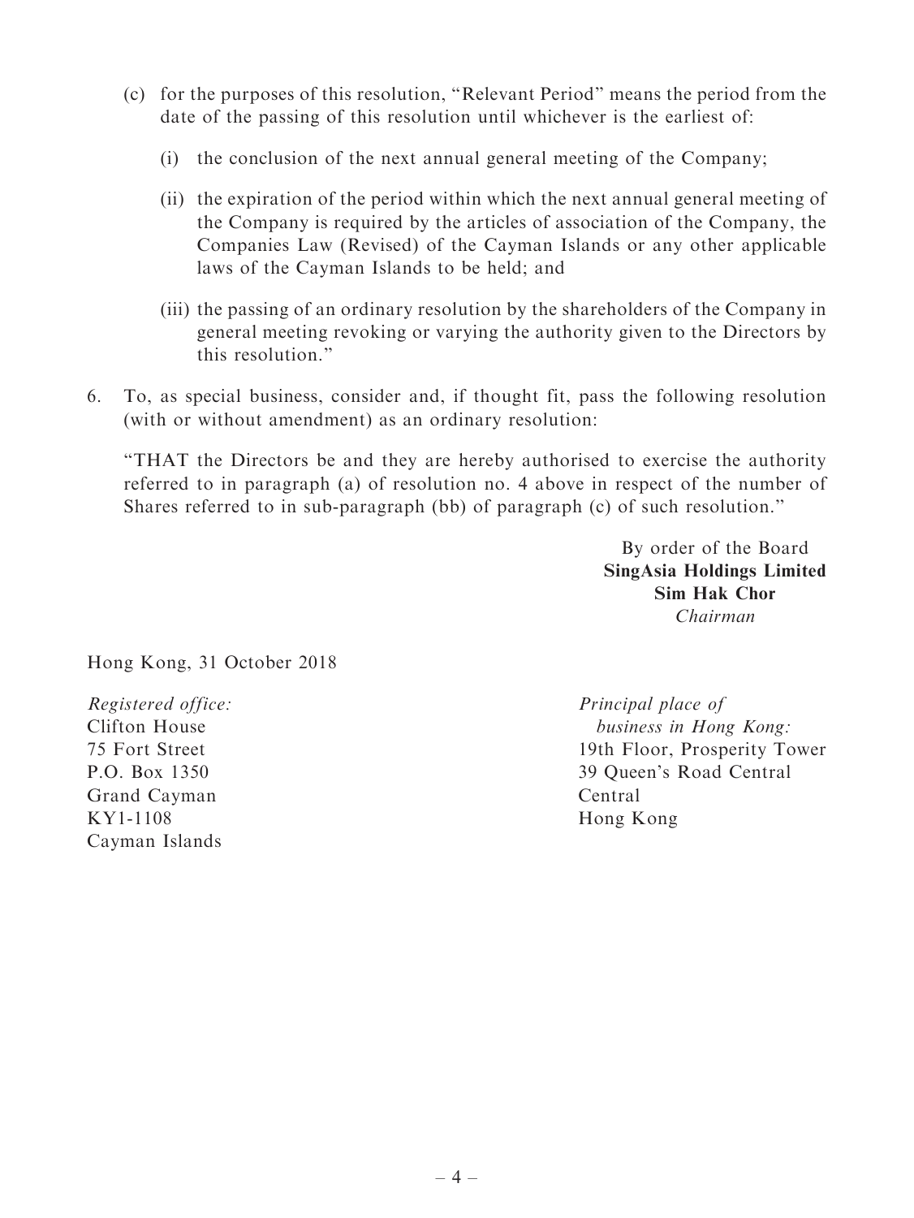(c) for the purposes of this resolution, "Relevant Period" means the period from the date of the passing of this resolution until whichever is the earliest of:

   (i) the conclusion of the next annual general meeting of the Company;

   (ii) the expiration of the period within which the next annual general meeting of the Company is required by the articles of association of the Company, the Companies Law (Revised) of the Cayman Islands or any other applicable laws of the Cayman Islands to be held; and

   (iii) the passing of an ordinary resolution by the shareholders of the Company in general meeting revoking or varying the authority given to the Directors by this resolution."

6. To, as special business, consider and, if thought fit, pass the following resolution (with or without amendment) as an ordinary resolution:

   "THAT the Directors be and they are hereby authorised to exercise the authority referred to in paragraph (a) of resolution no. 4 above in respect of the number of Shares referred to in sub-paragraph (bb) of paragraph (c) of such resolution."

By order of the Board
**SingAsia Holdings Limited**
**Sim Hak Chor**
*Chairman*

Hong Kong, 31 October 2018

*Registered office:*
Clifton House
75 Fort Street
P.O. Box 1350
Grand Cayman
KY1-1108
Cayman Islands

*Principal place of business in Hong Kong:*
19th Floor, Prosperity Tower
39 Queen's Road Central
Central
Hong Kong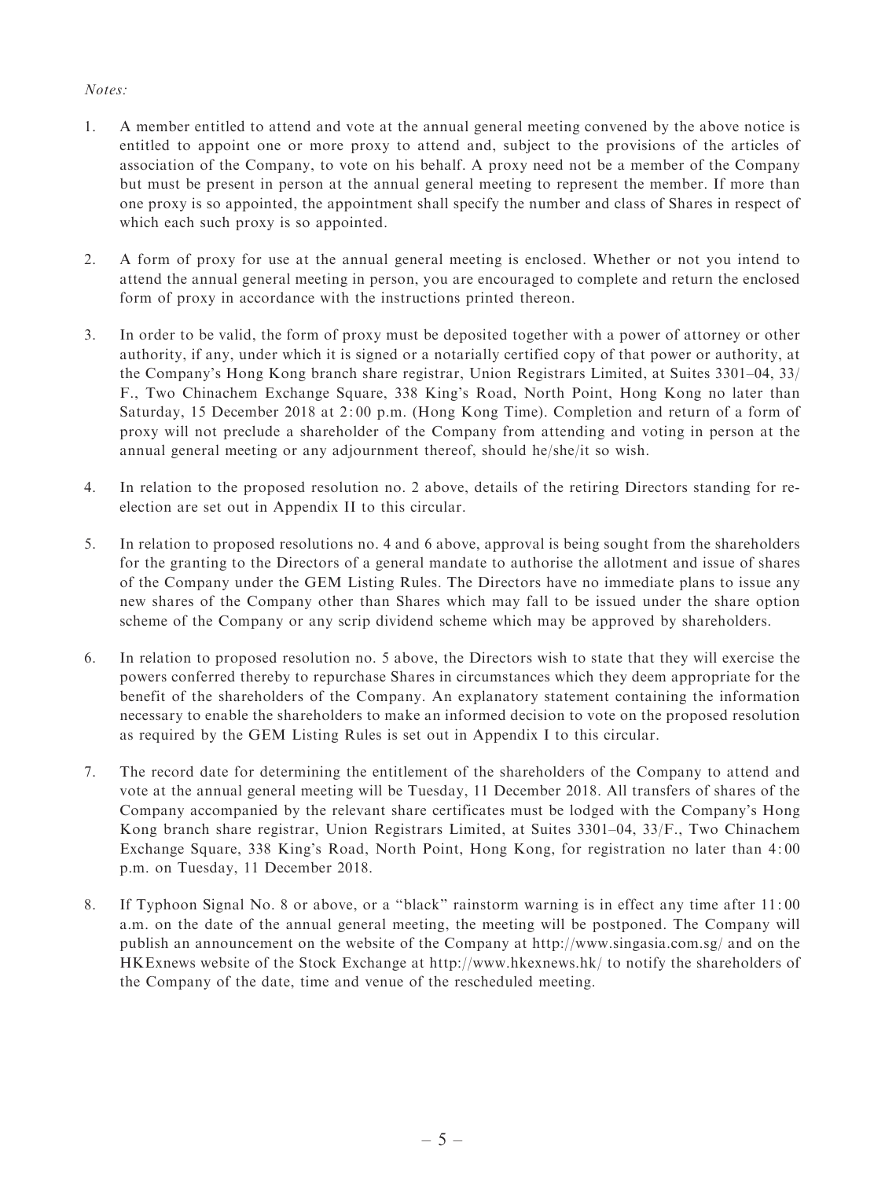*Notes:*

1. A member entitled to attend and vote at the annual general meeting convened by the above notice is entitled to appoint one or more proxy to attend and, subject to the provisions of the articles of association of the Company, to vote on his behalf. A proxy need not be a member of the Company but must be present in person at the annual general meeting to represent the member. If more than one proxy is so appointed, the appointment shall specify the number and class of Shares in respect of which each such proxy is so appointed.

2. A form of proxy for use at the annual general meeting is enclosed. Whether or not you intend to attend the annual general meeting in person, you are encouraged to complete and return the enclosed form of proxy in accordance with the instructions printed thereon.

3. In order to be valid, the form of proxy must be deposited together with a power of attorney or other authority, if any, under which it is signed or a notarially certified copy of that power or authority, at the Company's Hong Kong branch share registrar, Union Registrars Limited, at Suites 3301–04, 33/F., Two Chinachem Exchange Square, 338 King's Road, North Point, Hong Kong no later than Saturday, 15 December 2018 at 2:00 p.m. (Hong Kong Time). Completion and return of a form of proxy will not preclude a shareholder of the Company from attending and voting in person at the annual general meeting or any adjournment thereof, should he/she/it so wish.

4. In relation to the proposed resolution no. 2 above, details of the retiring Directors standing for re-election are set out in Appendix II to this circular.

5. In relation to proposed resolutions no. 4 and 6 above, approval is being sought from the shareholders for the granting to the Directors of a general mandate to authorise the allotment and issue of shares of the Company under the GEM Listing Rules. The Directors have no immediate plans to issue any new shares of the Company other than Shares which may fall to be issued under the share option scheme of the Company or any scrip dividend scheme which may be approved by shareholders.

6. In relation to proposed resolution no. 5 above, the Directors wish to state that they will exercise the powers conferred thereby to repurchase Shares in circumstances which they deem appropriate for the benefit of the shareholders of the Company. An explanatory statement containing the information necessary to enable the shareholders to make an informed decision to vote on the proposed resolution as required by the GEM Listing Rules is set out in Appendix I to this circular.

7. The record date for determining the entitlement of the shareholders of the Company to attend and vote at the annual general meeting will be Tuesday, 11 December 2018. All transfers of shares of the Company accompanied by the relevant share certificates must be lodged with the Company's Hong Kong branch share registrar, Union Registrars Limited, at Suites 3301–04, 33/F., Two Chinachem Exchange Square, 338 King's Road, North Point, Hong Kong, for registration no later than 4:00 p.m. on Tuesday, 11 December 2018.

8. If Typhoon Signal No. 8 or above, or a "black" rainstorm warning is in effect any time after 11:00 a.m. on the date of the annual general meeting, the meeting will be postponed. The Company will publish an announcement on the website of the Company at http://www.singasia.com.sg/ and on the HKExnews website of the Stock Exchange at http://www.hkexnews.hk/ to notify the shareholders of the Company of the date, time and venue of the rescheduled meeting.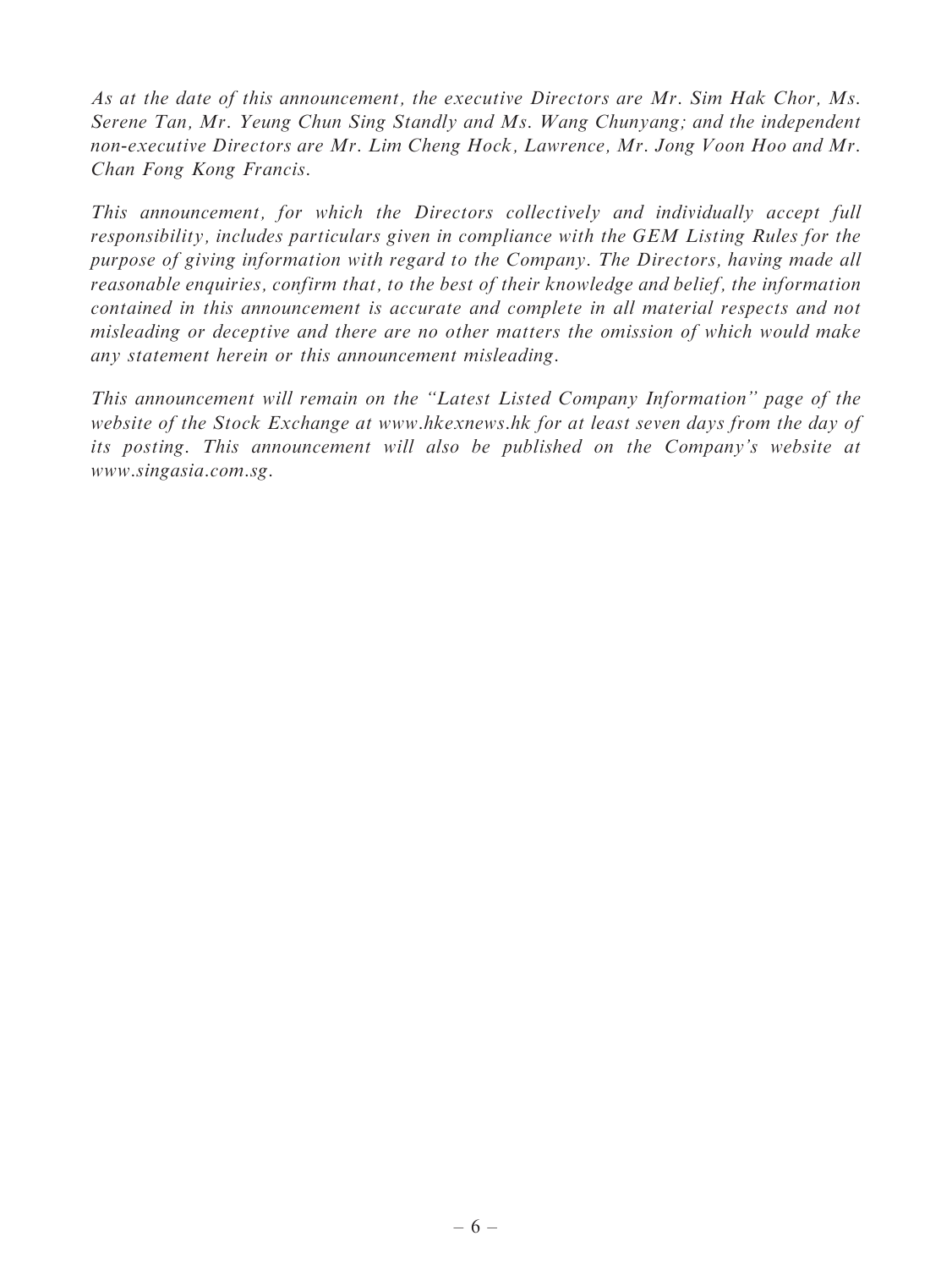*As at the date of this announcement, the executive Directors are Mr. Sim Hak Chor, Ms. Serene Tan, Mr. Yeung Chun Sing Standly and Ms. Wang Chunyang; and the independent non-executive Directors are Mr. Lim Cheng Hock, Lawrence, Mr. Jong Voon Hoo and Mr. Chan Fong Kong Francis.*

*This announcement, for which the Directors collectively and individually accept full responsibility, includes particulars given in compliance with the GEM Listing Rules for the purpose of giving information with regard to the Company. The Directors, having made all reasonable enquiries, confirm that, to the best of their knowledge and belief, the information contained in this announcement is accurate and complete in all material respects and not misleading or deceptive and there are no other matters the omission of which would make any statement herein or this announcement misleading.*

*This announcement will remain on the "Latest Listed Company Information" page of the website of the Stock Exchange at www.hkexnews.hk for at least seven days from the day of its posting. This announcement will also be published on the Company's website at www.singasia.com.sg.*